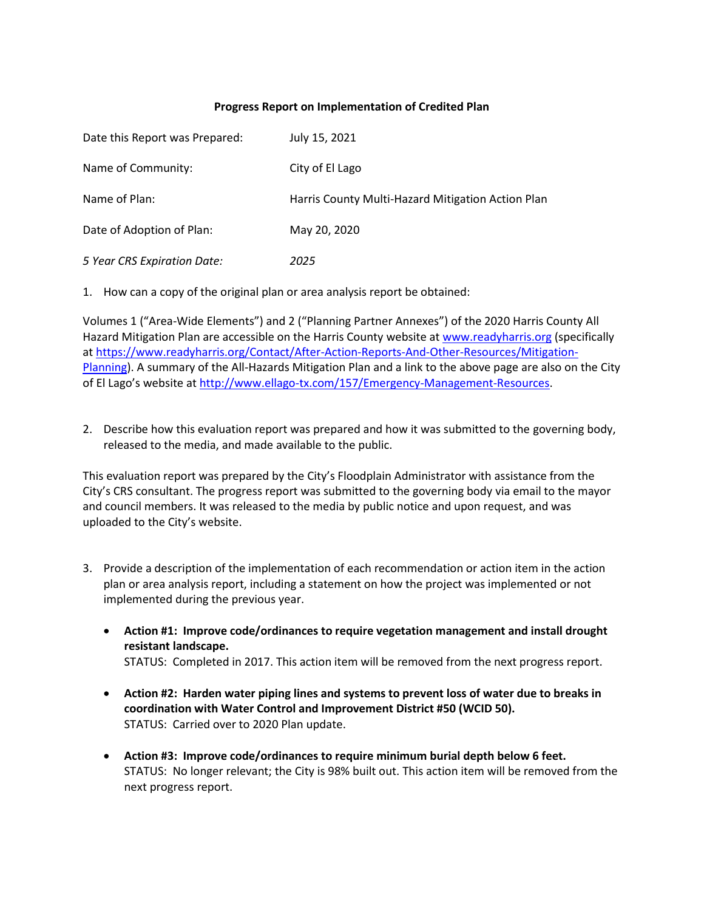**Progress Report on Implementation of Credited Plan**

| | |
|---|---|
| Date this Report was Prepared: | July 15, 2021 |
| Name of Community: | City of El Lago |
| Name of Plan: | Harris County Multi-Hazard Mitigation Action Plan |
| Date of Adoption of Plan: | May 20, 2020 |
| *5 Year CRS Expiration Date:* | *2025* |

1. How can a copy of the original plan or area analysis report be obtained:

Volumes 1 ("Area-Wide Elements") and 2 ("Planning Partner Annexes") of the 2020 Harris County All Hazard Mitigation Plan are accessible on the Harris County website at [www.readyharris.org](http://www.readyharris.org) (specifically at [https://www.readyharris.org/Contact/After-Action-Reports-And-Other-Resources/Mitigation-Planning](https://www.readyharris.org/Contact/After-Action-Reports-And-Other-Resources/Mitigation-Planning)). A summary of the All-Hazards Mitigation Plan and a link to the above page are also on the City of El Lago's website at [http://www.ellago-tx.com/157/Emergency-Management-Resources](http://www.ellago-tx.com/157/Emergency-Management-Resources).

2. Describe how this evaluation report was prepared and how it was submitted to the governing body, released to the media, and made available to the public.

This evaluation report was prepared by the City's Floodplain Administrator with assistance from the City's CRS consultant. The progress report was submitted to the governing body via email to the mayor and council members. It was released to the media by public notice and upon request, and was uploaded to the City's website.

3. Provide a description of the implementation of each recommendation or action item in the action plan or area analysis report, including a statement on how the project was implemented or not implemented during the previous year.

- **Action #1: Improve code/ordinances to require vegetation management and install drought resistant landscape.**
  STATUS: Completed in 2017. This action item will be removed from the next progress report.

- **Action #2: Harden water piping lines and systems to prevent loss of water due to breaks in coordination with Water Control and Improvement District #50 (WCID 50).**
  STATUS: Carried over to 2020 Plan update.

- **Action #3: Improve code/ordinances to require minimum burial depth below 6 feet.**
  STATUS: No longer relevant; the City is 98% built out. This action item will be removed from the next progress report.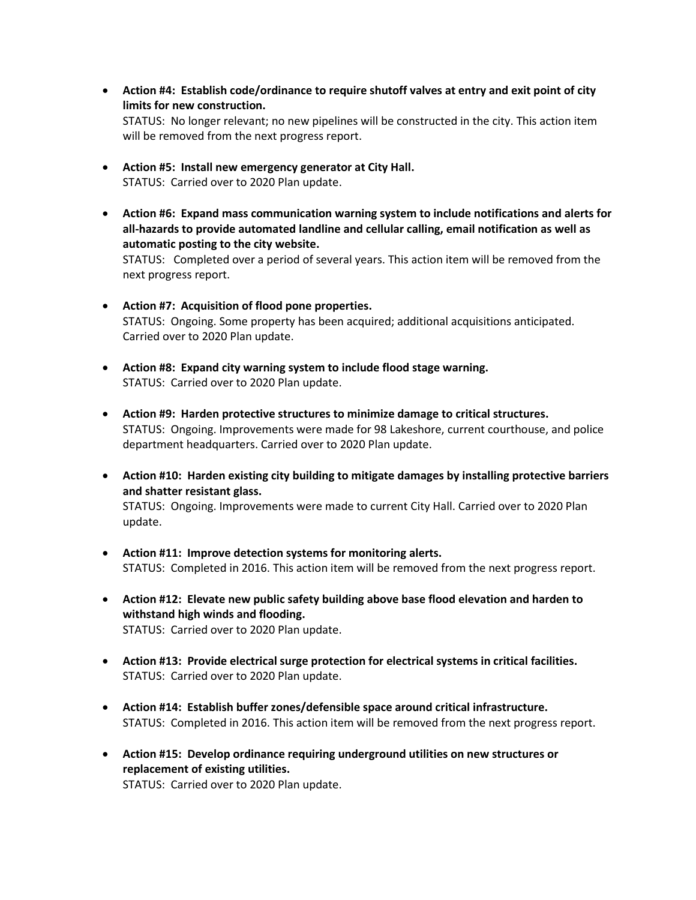- **Action #4: Establish code/ordinance to require shutoff valves at entry and exit point of city limits for new construction.**
  STATUS: No longer relevant; no new pipelines will be constructed in the city. This action item will be removed from the next progress report.

- **Action #5: Install new emergency generator at City Hall.**
  STATUS: Carried over to 2020 Plan update.

- **Action #6: Expand mass communication warning system to include notifications and alerts for all-hazards to provide automated landline and cellular calling, email notification as well as automatic posting to the city website.**
  STATUS: Completed over a period of several years. This action item will be removed from the next progress report.

- **Action #7: Acquisition of flood pone properties.**
  STATUS: Ongoing. Some property has been acquired; additional acquisitions anticipated. Carried over to 2020 Plan update.

- **Action #8: Expand city warning system to include flood stage warning.**
  STATUS: Carried over to 2020 Plan update.

- **Action #9: Harden protective structures to minimize damage to critical structures.**
  STATUS: Ongoing. Improvements were made for 98 Lakeshore, current courthouse, and police department headquarters. Carried over to 2020 Plan update.

- **Action #10: Harden existing city building to mitigate damages by installing protective barriers and shatter resistant glass.**
  STATUS: Ongoing. Improvements were made to current City Hall. Carried over to 2020 Plan update.

- **Action #11: Improve detection systems for monitoring alerts.**
  STATUS: Completed in 2016. This action item will be removed from the next progress report.

- **Action #12: Elevate new public safety building above base flood elevation and harden to withstand high winds and flooding.**
  STATUS: Carried over to 2020 Plan update.

- **Action #13: Provide electrical surge protection for electrical systems in critical facilities.**
  STATUS: Carried over to 2020 Plan update.

- **Action #14: Establish buffer zones/defensible space around critical infrastructure.**
  STATUS: Completed in 2016. This action item will be removed from the next progress report.

- **Action #15: Develop ordinance requiring underground utilities on new structures or replacement of existing utilities.**
  STATUS: Carried over to 2020 Plan update.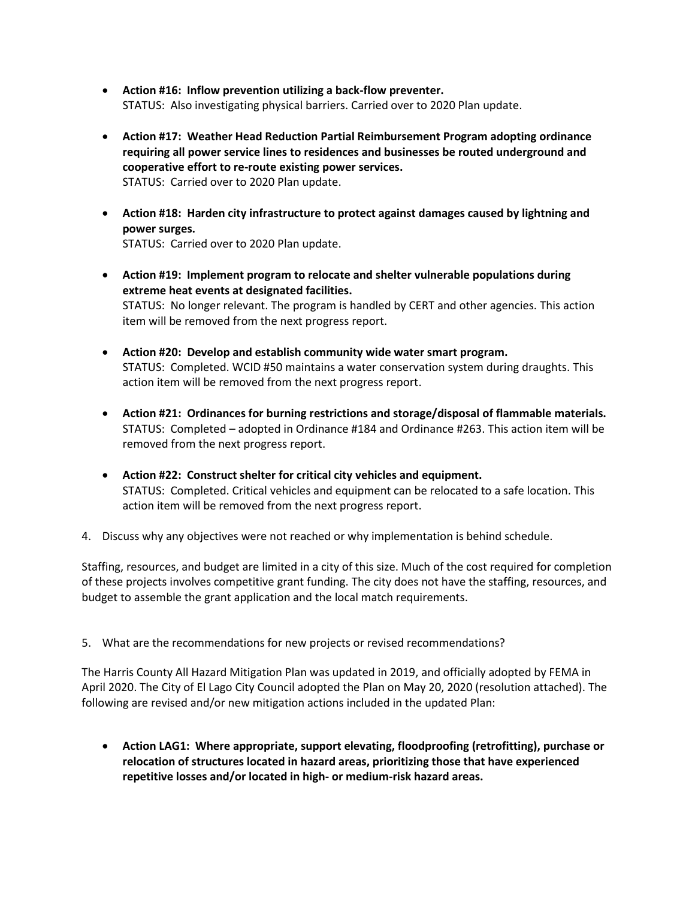- **Action #16: Inflow prevention utilizing a back-flow preventer.**
  STATUS: Also investigating physical barriers. Carried over to 2020 Plan update.

- **Action #17: Weather Head Reduction Partial Reimbursement Program adopting ordinance requiring all power service lines to residences and businesses be routed underground and cooperative effort to re-route existing power services.**
  STATUS: Carried over to 2020 Plan update.

- **Action #18: Harden city infrastructure to protect against damages caused by lightning and power surges.**
  STATUS: Carried over to 2020 Plan update.

- **Action #19: Implement program to relocate and shelter vulnerable populations during extreme heat events at designated facilities.**
  STATUS: No longer relevant. The program is handled by CERT and other agencies. This action item will be removed from the next progress report.

- **Action #20: Develop and establish community wide water smart program.**
  STATUS: Completed. WCID #50 maintains a water conservation system during draughts. This action item will be removed from the next progress report.

- **Action #21: Ordinances for burning restrictions and storage/disposal of flammable materials.**
  STATUS: Completed – adopted in Ordinance #184 and Ordinance #263. This action item will be removed from the next progress report.

- **Action #22: Construct shelter for critical city vehicles and equipment.**
  STATUS: Completed. Critical vehicles and equipment can be relocated to a safe location. This action item will be removed from the next progress report.

4. Discuss why any objectives were not reached or why implementation is behind schedule.

Staffing, resources, and budget are limited in a city of this size. Much of the cost required for completion of these projects involves competitive grant funding. The city does not have the staffing, resources, and budget to assemble the grant application and the local match requirements.

5. What are the recommendations for new projects or revised recommendations?

The Harris County All Hazard Mitigation Plan was updated in 2019, and officially adopted by FEMA in April 2020. The City of El Lago City Council adopted the Plan on May 20, 2020 (resolution attached). The following are revised and/or new mitigation actions included in the updated Plan:

- **Action LAG1: Where appropriate, support elevating, floodproofing (retrofitting), purchase or relocation of structures located in hazard areas, prioritizing those that have experienced repetitive losses and/or located in high- or medium-risk hazard areas.**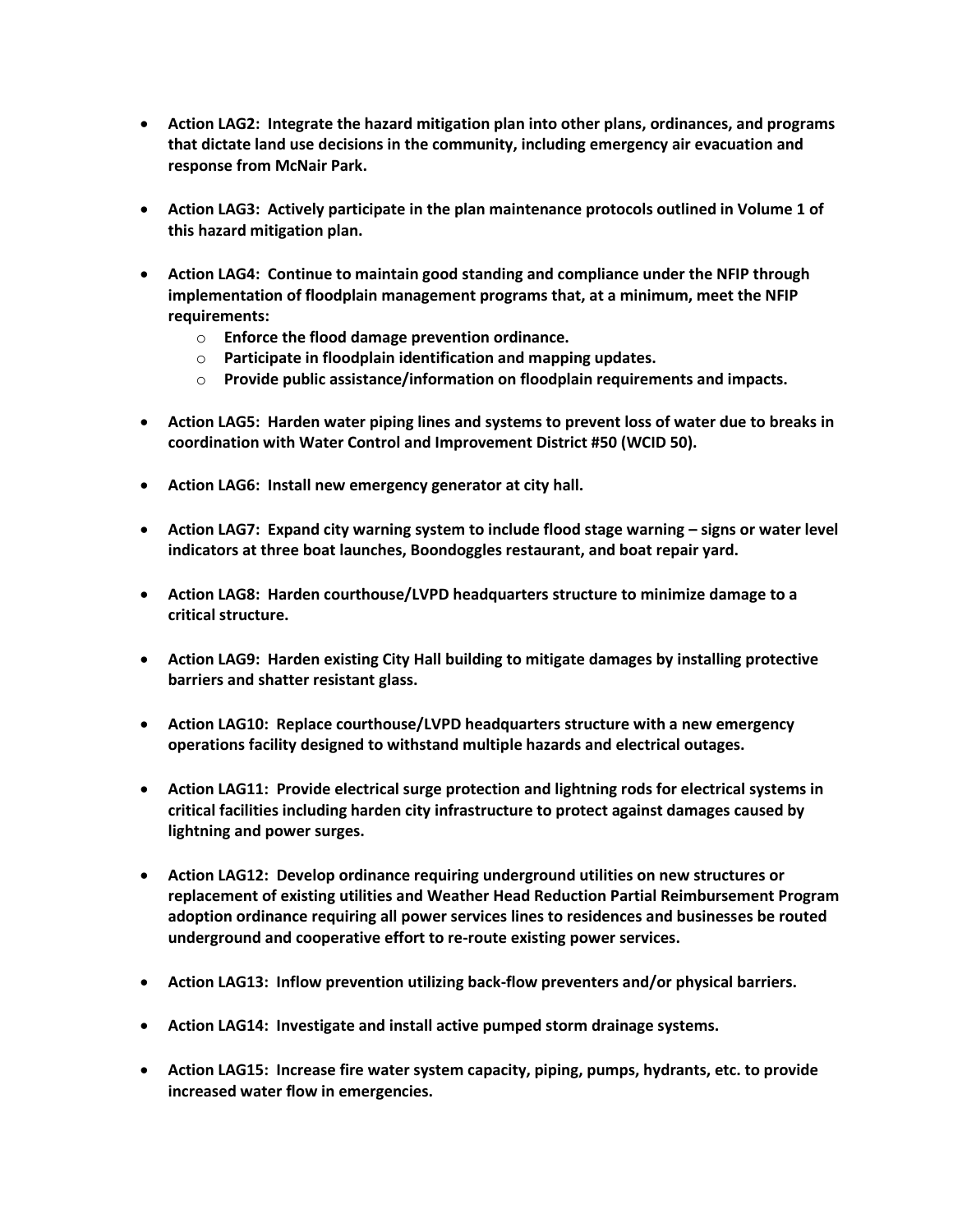- **Action LAG2: Integrate the hazard mitigation plan into other plans, ordinances, and programs that dictate land use decisions in the community, including emergency air evacuation and response from McNair Park.**

- **Action LAG3: Actively participate in the plan maintenance protocols outlined in Volume 1 of this hazard mitigation plan.**

- **Action LAG4: Continue to maintain good standing and compliance under the NFIP through implementation of floodplain management programs that, at a minimum, meet the NFIP requirements:**
  - **Enforce the flood damage prevention ordinance.**
  - **Participate in floodplain identification and mapping updates.**
  - **Provide public assistance/information on floodplain requirements and impacts.**

- **Action LAG5: Harden water piping lines and systems to prevent loss of water due to breaks in coordination with Water Control and Improvement District #50 (WCID 50).**

- **Action LAG6: Install new emergency generator at city hall.**

- **Action LAG7: Expand city warning system to include flood stage warning – signs or water level indicators at three boat launches, Boondoggles restaurant, and boat repair yard.**

- **Action LAG8: Harden courthouse/LVPD headquarters structure to minimize damage to a critical structure.**

- **Action LAG9: Harden existing City Hall building to mitigate damages by installing protective barriers and shatter resistant glass.**

- **Action LAG10: Replace courthouse/LVPD headquarters structure with a new emergency operations facility designed to withstand multiple hazards and electrical outages.**

- **Action LAG11: Provide electrical surge protection and lightning rods for electrical systems in critical facilities including harden city infrastructure to protect against damages caused by lightning and power surges.**

- **Action LAG12: Develop ordinance requiring underground utilities on new structures or replacement of existing utilities and Weather Head Reduction Partial Reimbursement Program adoption ordinance requiring all power services lines to residences and businesses be routed underground and cooperative effort to re-route existing power services.**

- **Action LAG13: Inflow prevention utilizing back-flow preventers and/or physical barriers.**

- **Action LAG14: Investigate and install active pumped storm drainage systems.**

- **Action LAG15: Increase fire water system capacity, piping, pumps, hydrants, etc. to provide increased water flow in emergencies.**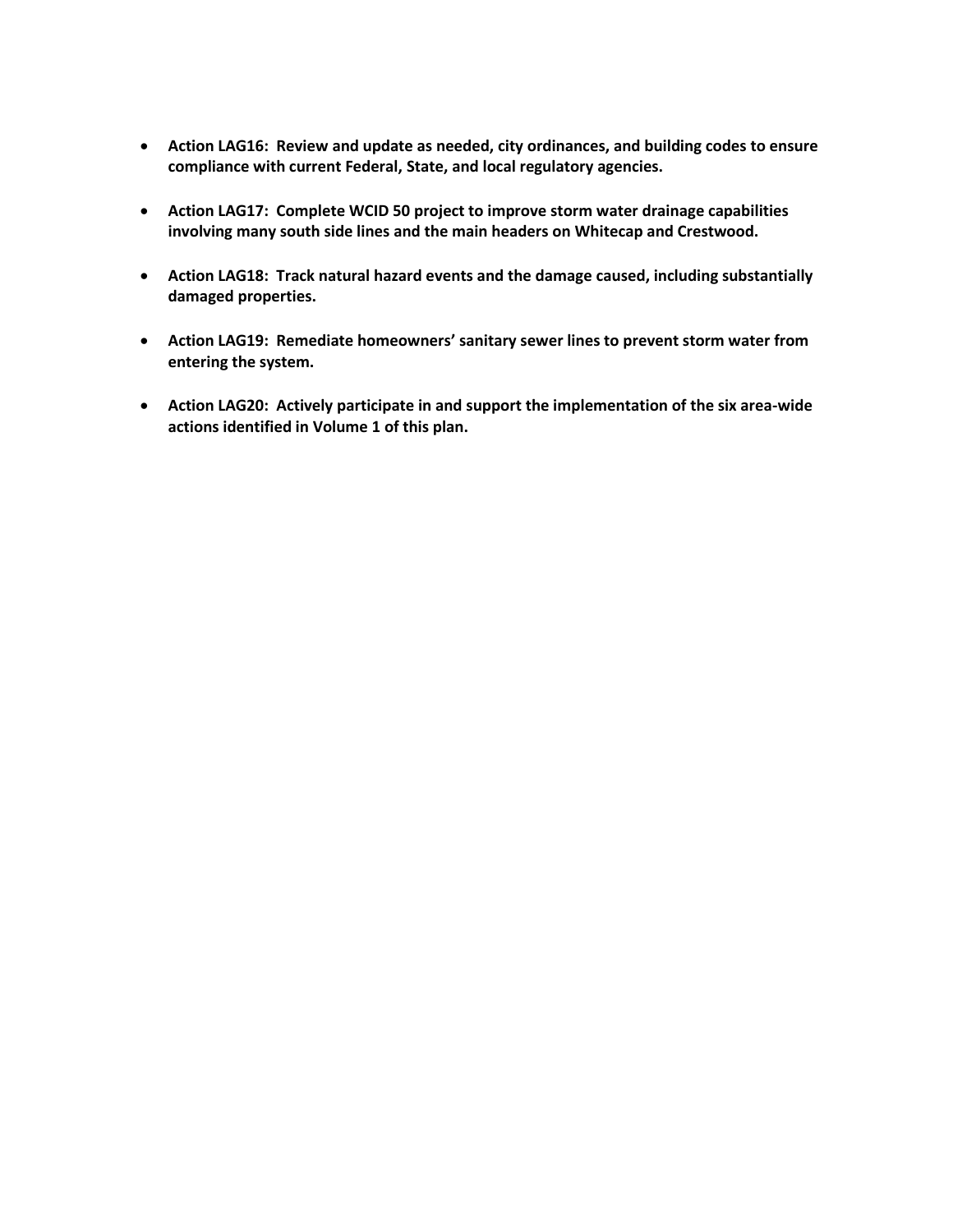- **Action LAG16: Review and update as needed, city ordinances, and building codes to ensure compliance with current Federal, State, and local regulatory agencies.**

- **Action LAG17: Complete WCID 50 project to improve storm water drainage capabilities involving many south side lines and the main headers on Whitecap and Crestwood.**

- **Action LAG18: Track natural hazard events and the damage caused, including substantially damaged properties.**

- **Action LAG19: Remediate homeowners' sanitary sewer lines to prevent storm water from entering the system.**

- **Action LAG20: Actively participate in and support the implementation of the six area-wide actions identified in Volume 1 of this plan.**